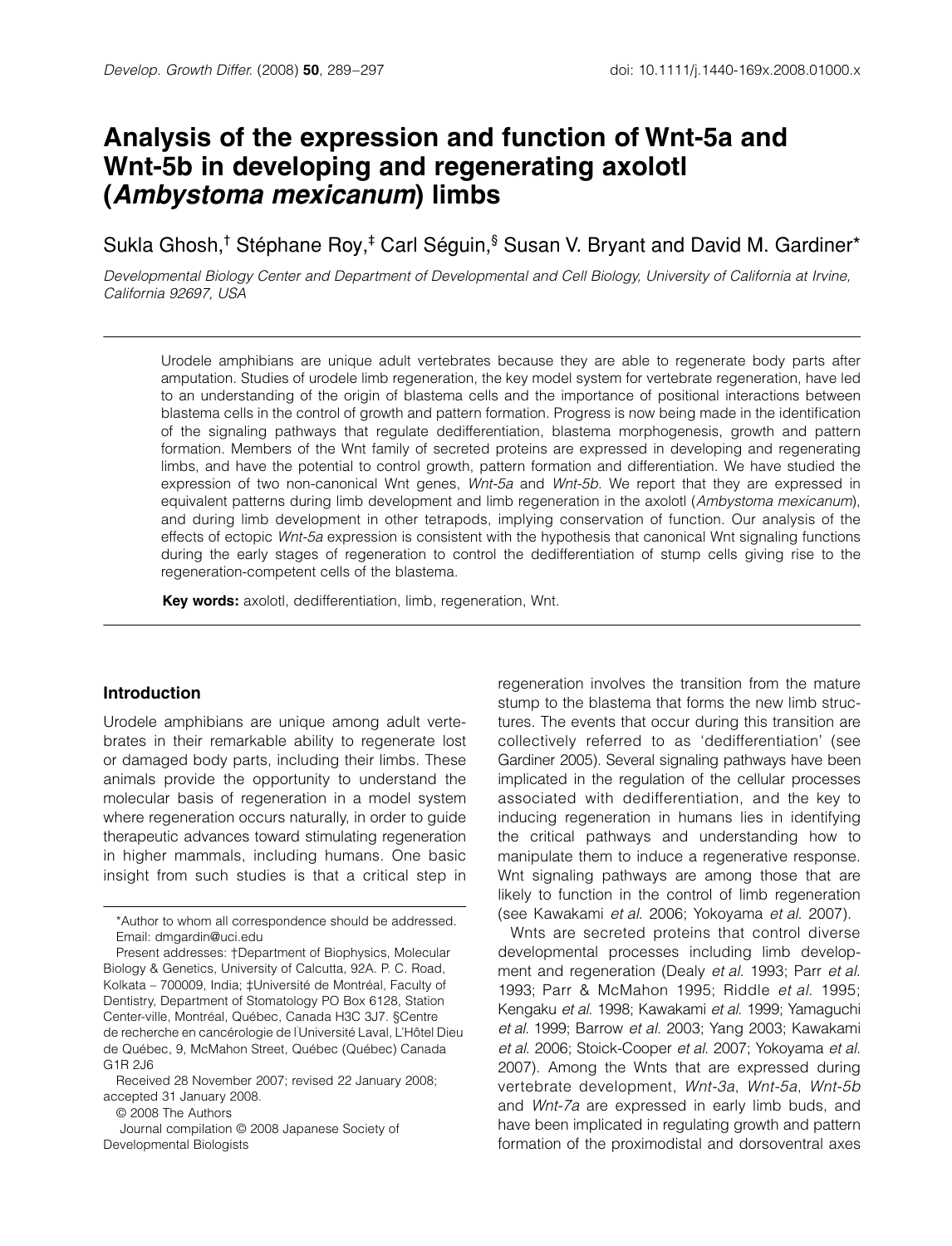# Analysis of the expression and function of Wnt-5a and Wnt-5b in developing and regenerating axolotl (*Ambystoma mexicanum*) limbs

Sukla Ghosh,[†] Stéphane Roy,[‡] Carl Séguin,[§] Susan V. Bryant and David M. Gardiner*

*Developmental Biology Center and Department of Developmental and Cell Biology, University of California at Irvine, California 92697, USA*

Urodele amphibians are unique adult vertebrates because they are able to regenerate body parts after amputation. Studies of urodele limb regeneration, the key model system for vertebrate regeneration, have led to an understanding of the origin of blastema cells and the importance of positional interactions between blastema cells in the control of growth and pattern formation. Progress is now being made in the identification of the signaling pathways that regulate dedifferentiation, blastema morphogenesis, growth and pattern formation. Members of the Wnt family of secreted proteins are expressed in developing and regenerating limbs, and have the potential to control growth, pattern formation and differentiation. We have studied the expression of two non-canonical Wnt genes, *Wnt-5a* and *Wnt-5b*. We report that they are expressed in equivalent patterns during limb development and limb regeneration in the axolotl (*Ambystoma mexicanum*), and during limb development in other tetrapods, implying conservation of function. Our analysis of the effects of ectopic *Wnt-5a* expression is consistent with the hypothesis that canonical Wnt signaling functions during the early stages of regeneration to control the dedifferentiation of stump cells giving rise to the regeneration-competent cells of the blastema.

**Key words:** axolotl, dedifferentiation, limb, regeneration, Wnt.

## Introduction

Urodele amphibians are unique among adult vertebrates in their remarkable ability to regenerate lost or damaged body parts, including their limbs. These animals provide the opportunity to understand the molecular basis of regeneration in a model system where regeneration occurs naturally, in order to guide therapeutic advances toward stimulating regeneration in higher mammals, including humans. One basic insight from such studies is that a critical step in regeneration involves the transition from the mature stump to the blastema that forms the new limb structures. The events that occur during this transition are collectively referred to as 'dedifferentiation' (see Gardiner 2005). Several signaling pathways have been implicated in the regulation of the cellular processes associated with dedifferentiation, and the key to inducing regeneration in humans lies in identifying the critical pathways and understanding how to manipulate them to induce a regenerative response. Wnt signaling pathways are among those that are likely to function in the control of limb regeneration (see Kawakami *et al.* 2006; Yokoyama *et al.* 2007).

Wnts are secreted proteins that control diverse developmental processes including limb development and regeneration (Dealy *et al.* 1993; Parr *et al.* 1993; Parr & McMahon 1995; Riddle *et al.* 1995; Kengaku *et al.* 1998; Kawakami *et al.* 1999; Yamaguchi *et al.* 1999; Barrow *et al.* 2003; Yang 2003; Kawakami *et al.* 2006; Stoick-Cooper *et al.* 2007; Yokoyama *et al.* 2007). Among the Wnts that are expressed during vertebrate development, *Wnt-3a*, *Wnt-5a*, *Wnt-5b* and *Wnt-7a* are expressed in early limb buds, and have been implicated in regulating growth and pattern formation of the proximodistal and dorsoventral axes

---

*Author to whom all correspondence should be addressed. Email: dmgardin@uci.edu

Present addresses: †Department of Biophysics, Molecular Biology & Genetics, University of Calcutta, 92A. P. C. Road, Kolkata – 700009, India; ‡Université de Montréal, Faculty of Dentistry, Department of Stomatology PO Box 6128, Station Center-ville, Montréal, Québec, Canada H3C 3J7. §Centre de recherche en cancérologie de l'Université Laval, L'Hôtel Dieu de Québec, 9, McMahon Street, Québec (Québec) Canada G1R 2J6

Received 28 November 2007; revised 22 January 2008; accepted 31 January 2008.

© 2008 The Authors

Journal compilation © 2008 Japanese Society of Developmental Biologists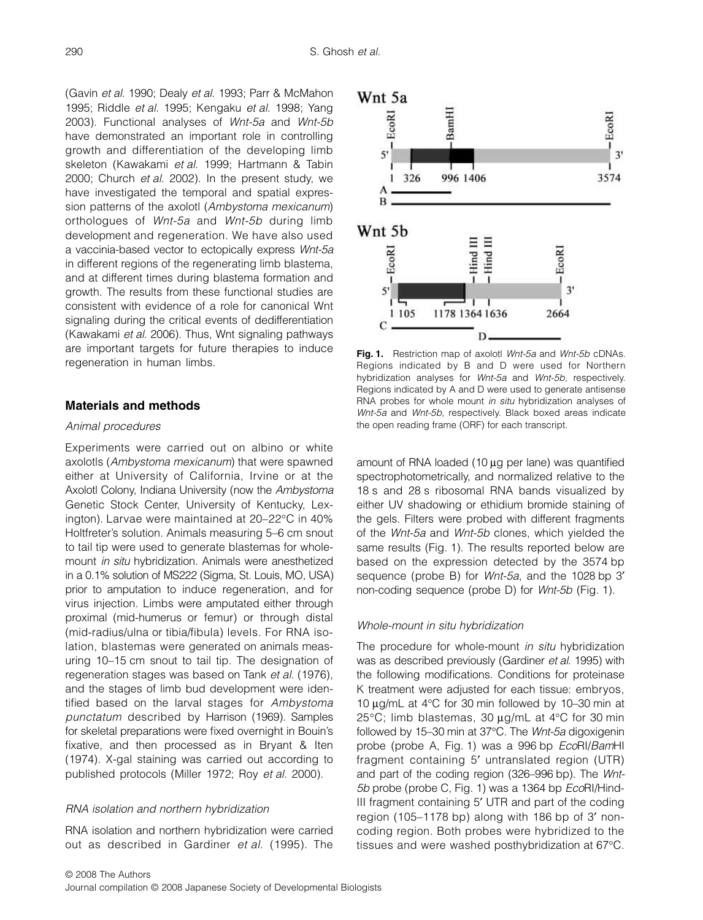(Gavin *et al.* 1990; Dealy *et al.* 1993; Parr & McMahon 1995; Riddle *et al.* 1995; Kengaku *et al.* 1998; Yang 2003). Functional analyses of *Wnt-5a* and *Wnt-5b* have demonstrated an important role in controlling growth and differentiation of the developing limb skeleton (Kawakami *et al.* 1999; Hartmann & Tabin 2000; Church *et al.* 2002). In the present study, we have investigated the temporal and spatial expression patterns of the axolotl (*Ambystoma mexicanum*) orthologues of *Wnt-5a* and *Wnt-5b* during limb development and regeneration. We have also used a vaccinia-based vector to ectopically express *Wnt-5a* in different regions of the regenerating limb blastema, and at different times during blastema formation and growth. The results from these functional studies are consistent with evidence of a role for canonical Wnt signaling during the critical events of dedifferentiation (Kawakami *et al.* 2006). Thus, Wnt signaling pathways are important targets for future therapies to induce regeneration in human limbs.

## Materials and methods

### Animal procedures

Experiments were carried out on albino or white axolotls (*Ambystoma mexicanum*) that were spawned either at University of California, Irvine or at the Axolotl Colony, Indiana University (now the *Ambystoma* Genetic Stock Center, University of Kentucky, Lexington). Larvae were maintained at 20–22°C in 40% Holtfreter's solution. Animals measuring 5–6 cm snout to tail tip were used to generate blastemas for whole-mount *in situ* hybridization. Animals were anesthetized in a 0.1% solution of MS222 (Sigma, St. Louis, MO, USA) prior to amputation to induce regeneration, and for virus injection. Limbs were amputated either through proximal (mid-humerus or femur) or through distal (mid-radius/ulna or tibia/fibula) levels. For RNA isolation, blastemas were generated on animals measuring 10–15 cm snout to tail tip. The designation of regeneration stages was based on Tank *et al.* (1976), and the stages of limb bud development were identified based on the larval stages for *Ambystoma punctatum* described by Harrison (1969). Samples for skeletal preparations were fixed overnight in Bouin's fixative, and then processed as in Bryant & Iten (1974). X-gal staining was carried out according to published protocols (Miller 1972; Roy *et al.* 2000).

### RNA isolation and northern hybridization

RNA isolation and northern hybridization were carried out as described in Gardiner *et al.* (1995). The amount of RNA loaded (10 μg per lane) was quantified spectrophotometrically, and normalized relative to the 18 s and 28 s ribosomal RNA bands visualized by either UV shadowing or ethidium bromide staining of the gels. Filters were probed with different fragments of the *Wnt-5a* and *Wnt-5b* clones, which yielded the same results (Fig. 1). The results reported below are based on the expression detected by the 3574 bp sequence (probe B) for *Wnt-5a*, and the 1028 bp 3′ non-coding sequence (probe D) for *Wnt-5b* (Fig. 1).

**Fig. 1.** Restriction map of axolotl *Wnt-5a* and *Wnt-5b* cDNAs. Regions indicated by B and D were used for Northern hybridization analyses for *Wnt-5a* and *Wnt-5b*, respectively. Regions indicated by A and D were used to generate antisense RNA probes for whole mount *in situ* hybridization analyses of *Wnt-5a* and *Wnt-5b*, respectively. Black boxed areas indicate the open reading frame (ORF) for each transcript.

### Whole-mount in situ hybridization

The procedure for whole-mount *in situ* hybridization was as described previously (Gardiner *et al.* 1995) with the following modifications. Conditions for proteinase K treatment were adjusted for each tissue: embryos, 10 μg/mL at 4°C for 30 min followed by 10–30 min at 25°C; limb blastemas, 30 μg/mL at 4°C for 30 min followed by 15–30 min at 37°C. The *Wnt-5a* digoxigenin probe (probe A, Fig. 1) was a 996 bp *Eco*RI/*Bam*HI fragment containing 5′ untranslated region (UTR) and part of the coding region (326–996 bp). The *Wnt-5b* probe (probe C, Fig. 1) was a 1364 bp *Eco*RI/Hind-III fragment containing 5′ UTR and part of the coding region (105–1178 bp) along with 186 bp of 3′ non-coding region. Both probes were hybridized to the tissues and were washed posthybridization at 67°C.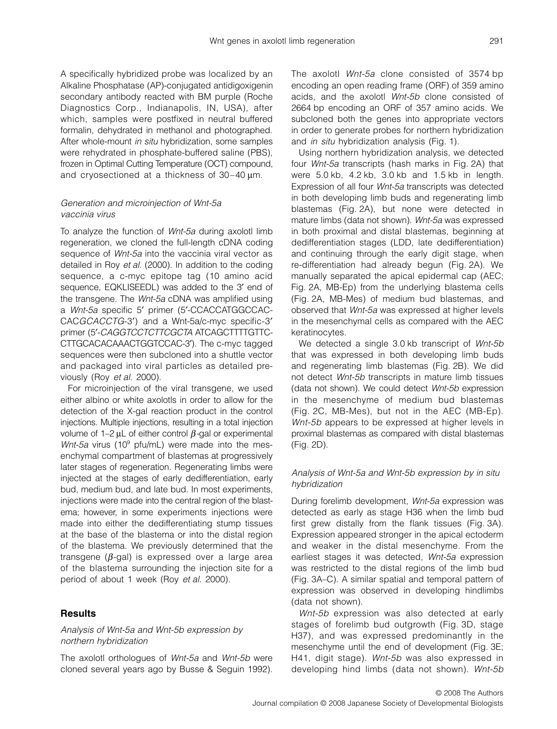A specifically hybridized probe was localized by an Alkaline Phosphatase (AP)-conjugated antidigoxigenin secondary antibody reacted with BM purple (Roche Diagnostics Corp., Indianapolis, IN, USA), after which, samples were postfixed in neutral buffered formalin, dehydrated in methanol and photographed. After whole-mount *in situ* hybridization, some samples were rehydrated in phosphate-buffered saline (PBS), frozen in Optimal Cutting Temperature (OCT) compound, and cryosectioned at a thickness of 30–40 μm.

### *Generation and microinjection of Wnt-5a vaccinia virus*

To analyze the function of *Wnt-5a* during axolotl limb regeneration, we cloned the full-length cDNA coding sequence of *Wnt-5a* into the vaccinia viral vector as detailed in Roy *et al*. (2000). In addition to the coding sequence, a c-myc epitope tag (10 amino acid sequence, EQKLISEEDL) was added to the 3′ end of the transgene. The *Wnt-5a* cDNA was amplified using a *Wnt-5a* specific 5′ primer (5′-CCACCATGGCCAC-CAC*GCACCTG*-3′) and a Wnt-5a/c-myc specific-3′ primer (5′-*CAGGTCCTCTTCGCTA* ATCAGCTTTTGTTC-CTTGCACACAAACTGGTCCAC-3′). The c-myc tagged sequences were then subcloned into a shuttle vector and packaged into viral particles as detailed previously (Roy *et al*. 2000).

For microinjection of the viral transgene, we used either albino or white axolotls in order to allow for the detection of the X-gal reaction product in the control injections. Multiple injections, resulting in a total injection volume of 1–2 μL of either control $\beta$-gal or experimental *Wnt-5a* virus ($10^9$ pfu/mL) were made into the mesenchymal compartment of blastemas at progressively later stages of regeneration. Regenerating limbs were injected at the stages of early dedifferentiation, early bud, medium bud, and late bud. In most experiments, injections were made into the central region of the blastema; however, in some experiments injections were made into either the dedifferentiating stump tissues at the base of the blastema or into the distal region of the blastema. We previously determined that the transgene ($\beta$-gal) is expressed over a large area of the blastema surrounding the injection site for a period of about 1 week (Roy *et al.* 2000).

## Results

### *Analysis of Wnt-5a and Wnt-5b expression by northern hybridization*

The axolotl orthologues of *Wnt-5a* and *Wnt-5b* were cloned several years ago by Busse & Seguin 1992). The axolotl *Wnt-5a* clone consisted of 3574 bp encoding an open reading frame (ORF) of 359 amino acids, and the axolotl *Wnt-5b* clone consisted of 2664 bp encoding an ORF of 357 amino acids. We subcloned both the genes into appropriate vectors in order to generate probes for northern hybridization and *in situ* hybridization analysis (Fig. 1).

Using northern hybridization analysis, we detected four *Wnt-5a* transcripts (hash marks in Fig. 2A) that were 5.0 kb, 4.2 kb, 3.0 kb and 1.5 kb in length. Expression of all four *Wnt-5a* transcripts was detected in both developing limb buds and regenerating limb blastemas (Fig. 2A), but none were detected in mature limbs (data not shown). *Wnt-5a* was expressed in both proximal and distal blastemas, beginning at dedifferentiation stages (LDD, late dedifferentiation) and continuing through the early digit stage, when re-differentiation had already begun (Fig. 2A). We manually separated the apical epidermal cap (AEC; Fig. 2A, MB-Ep) from the underlying blastema cells (Fig. 2A, MB-Mes) of medium bud blastemas, and observed that *Wnt-5a* was expressed at higher levels in the mesenchymal cells as compared with the AEC keratinocytes.

We detected a single 3.0 kb transcript of *Wnt-5b* that was expressed in both developing limb buds and regenerating limb blastemas (Fig. 2B). We did not detect *Wnt-5b* transcripts in mature limb tissues (data not shown). We could detect *Wnt-5b* expression in the mesenchyme of medium bud blastemas (Fig. 2C, MB-Mes), but not in the AEC (MB-Ep). *Wnt-5b* appears to be expressed at higher levels in proximal blastemas as compared with distal blastemas (Fig. 2D).

### *Analysis of Wnt-5a and Wnt-5b expression by in situ hybridization*

During forelimb development, *Wnt-5a* expression was detected as early as stage H36 when the limb bud first grew distally from the flank tissues (Fig. 3A). Expression appeared stronger in the apical ectoderm and weaker in the distal mesenchyme. From the earliest stages it was detected, *Wnt-5a* expression was restricted to the distal regions of the limb bud (Fig. 3A–C). A similar spatial and temporal pattern of expression was observed in developing hindlimbs (data not shown).

*Wnt-5b* expression was also detected at early stages of forelimb bud outgrowth (Fig. 3D, stage H37), and was expressed predominantly in the mesenchyme until the end of development (Fig. 3E; H41, digit stage). *Wnt-5b* was also expressed in developing hind limbs (data not shown). *Wnt-5b*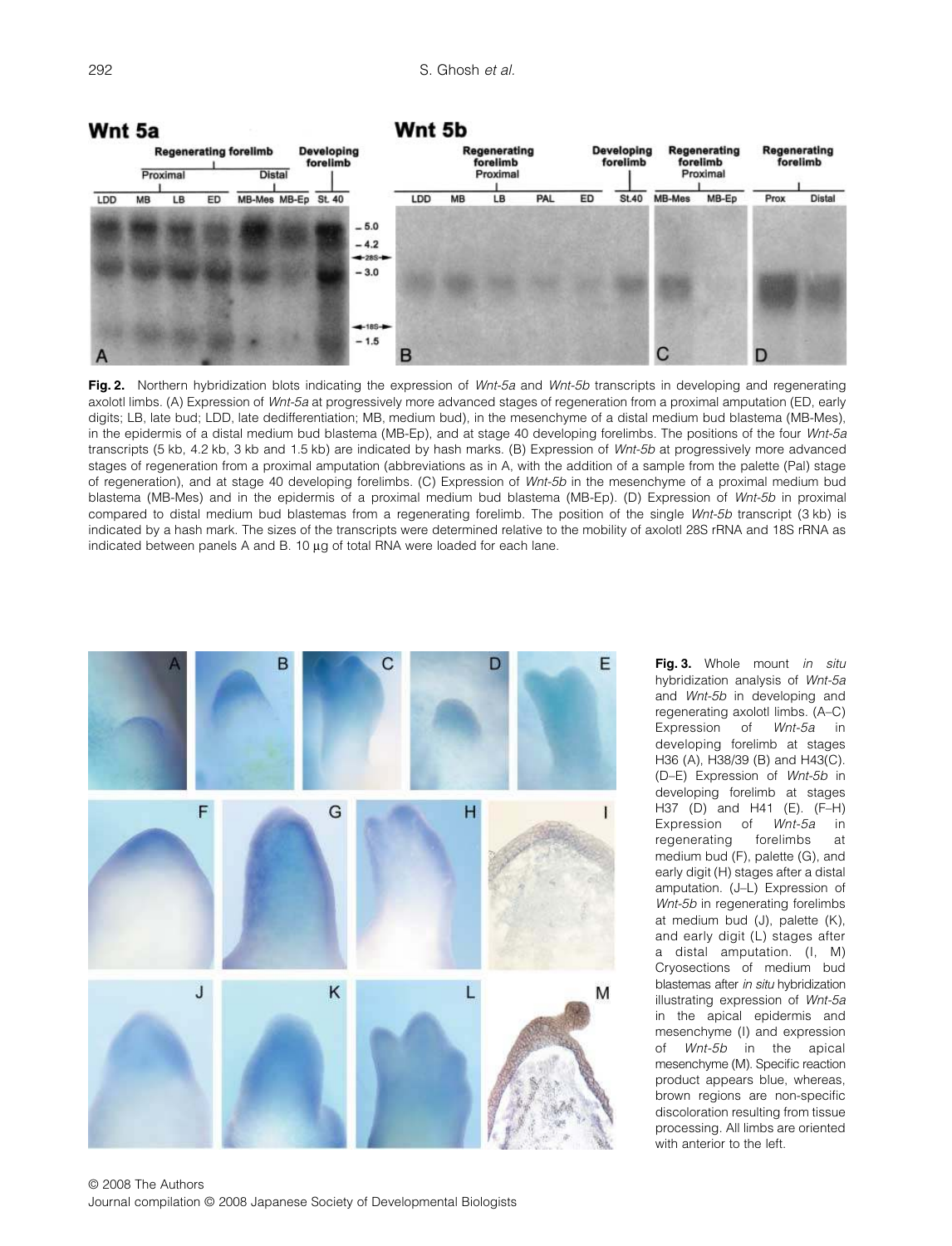**Fig. 2.** Northern hybridization blots indicating the expression of *Wnt-5a* and *Wnt-5b* transcripts in developing and regenerating axolotl limbs. (A) Expression of *Wnt-5a* at progressively more advanced stages of regeneration from a proximal amputation (ED, early digits; LB, late bud; LDD, late dedifferentiation; MB, medium bud), in the mesenchyme of a distal medium bud blastema (MB-Mes), in the epidermis of a distal medium bud blastema (MB-Ep), and at stage 40 developing forelimbs. The positions of the four *Wnt-5a* transcripts (5 kb, 4.2 kb, 3 kb and 1.5 kb) are indicated by hash marks. (B) Expression of *Wnt-5b* at progressively more advanced stages of regeneration from a proximal amputation (abbreviations as in A, with the addition of a sample from the palette (Pal) stage of regeneration), and at stage 40 developing forelimbs. (C) Expression of *Wnt-5b* in the mesenchyme of a proximal medium bud blastema (MB-Mes) and in the epidermis of a proximal medium bud blastema (MB-Ep). (D) Expression of *Wnt-5b* in proximal compared to distal medium bud blastemas from a regenerating forelimb. The position of the single *Wnt-5b* transcript (3 kb) is indicated by a hash mark. The sizes of the transcripts were determined relative to the mobility of axolotl 28S rRNA and 18S rRNA as indicated between panels A and B. 10 μg of total RNA were loaded for each lane.

**Fig. 3.** Whole mount *in situ* hybridization analysis of *Wnt-5a* and *Wnt-5b* in developing and regenerating axolotl limbs. (A–C) Expression of *Wnt-5a* in developing forelimb at stages H36 (A), H38/39 (B) and H43(C). (D–E) Expression of *Wnt-5b* in developing forelimb at stages H37 (D) and H41 (E). (F–H) Expression of *Wnt-5a* in regenerating forelimbs at medium bud (F), palette (G), and early digit (H) stages after a distal amputation. (J–L) Expression of *Wnt-5b* in regenerating forelimbs at medium bud (J), palette (K), and early digit (L) stages after a distal amputation. (I, M) Cryosections of medium bud blastemas after *in situ* hybridization illustrating expression of *Wnt-5a* in the apical epidermis and mesenchyme (I) and expression of *Wnt-5b* in the apical mesenchyme (M). Specific reaction product appears blue, whereas, brown regions are non-specific discoloration resulting from tissue processing. All limbs are oriented with anterior to the left.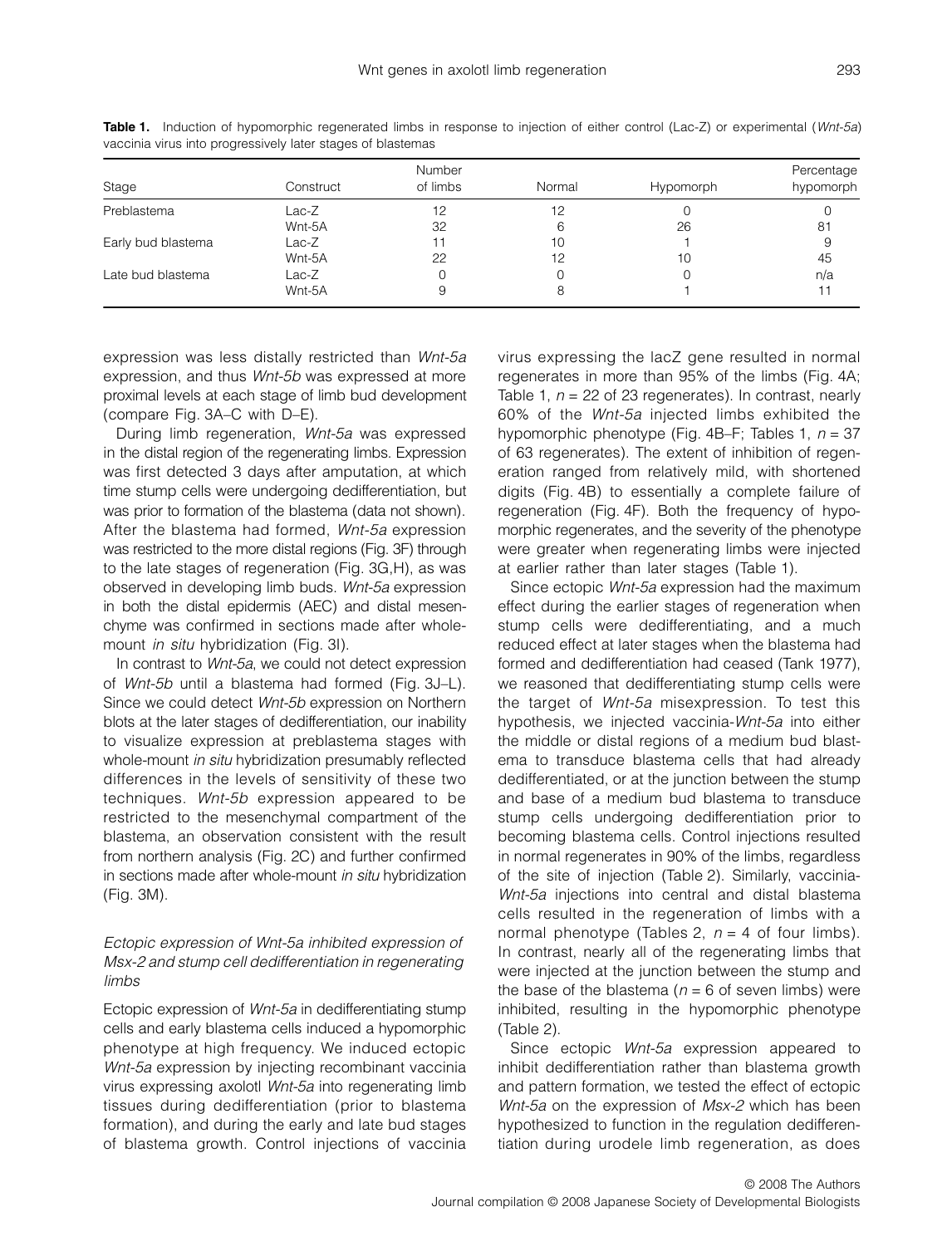**Table 1.** Induction of hypomorphic regenerated limbs in response to injection of either control (Lac-Z) or experimental (*Wnt-5a*) vaccinia virus into progressively later stages of blastemas

| Stage | Construct | Number of limbs | Normal | Hypomorph | Percentage hypomorph |
|---|---|---|---|---|---|
| Preblastema | Lac-Z | 12 | 12 | 0 | 0 |
| | Wnt-5A | 32 | 6 | 26 | 81 |
| Early bud blastema | Lac-Z | 11 | 10 | 1 | 9 |
| | Wnt-5A | 22 | 12 | 10 | 45 |
| Late bud blastema | Lac-Z | 0 | 0 | 0 | n/a |
| | Wnt-5A | 9 | 8 | 1 | 11 |

expression was less distally restricted than *Wnt-5a* expression, and thus *Wnt-5b* was expressed at more proximal levels at each stage of limb bud development (compare Fig. 3A–C with D–E).

During limb regeneration, *Wnt-5a* was expressed in the distal region of the regenerating limbs. Expression was first detected 3 days after amputation, at which time stump cells were undergoing dedifferentiation, but was prior to formation of the blastema (data not shown). After the blastema had formed, *Wnt-5a* expression was restricted to the more distal regions (Fig. 3F) through to the late stages of regeneration (Fig. 3G,H), as was observed in developing limb buds. *Wnt-5a* expression in both the distal epidermis (AEC) and distal mesenchyme was confirmed in sections made after whole-mount *in situ* hybridization (Fig. 3I).

In contrast to *Wnt-5a*, we could not detect expression of *Wnt-5b* until a blastema had formed (Fig. 3J–L). Since we could detect *Wnt-5b* expression on Northern blots at the later stages of dedifferentiation, our inability to visualize expression at preblastema stages with whole-mount *in situ* hybridization presumably reflected differences in the levels of sensitivity of these two techniques. *Wnt-5b* expression appeared to be restricted to the mesenchymal compartment of the blastema, an observation consistent with the result from northern analysis (Fig. 2C) and further confirmed in sections made after whole-mount *in situ* hybridization (Fig. 3M).

### *Ectopic expression of Wnt-5a inhibited expression of Msx-2 and stump cell dedifferentiation in regenerating limbs*

Ectopic expression of *Wnt-5a* in dedifferentiating stump cells and early blastema cells induced a hypomorphic phenotype at high frequency. We induced ectopic *Wnt-5a* expression by injecting recombinant vaccinia virus expressing axolotl *Wnt-5a* into regenerating limb tissues during dedifferentiation (prior to blastema formation), and during the early and late bud stages of blastema growth. Control injections of vaccinia virus expressing the lacZ gene resulted in normal regenerates in more than 95% of the limbs (Fig. 4A; Table 1, $n = 22$ of 23 regenerates). In contrast, nearly 60% of the *Wnt-5a* injected limbs exhibited the hypomorphic phenotype (Fig. 4B–F; Tables 1, $n = 37$ of 63 regenerates). The extent of inhibition of regeneration ranged from relatively mild, with shortened digits (Fig. 4B) to essentially a complete failure of regeneration (Fig. 4F). Both the frequency of hypomorphic regenerates, and the severity of the phenotype were greater when regenerating limbs were injected at earlier rather than later stages (Table 1).

Since ectopic *Wnt-5a* expression had the maximum effect during the earlier stages of regeneration when stump cells were dedifferentiating, and a much reduced effect at later stages when the blastema had formed and dedifferentiation had ceased (Tank 1977), we reasoned that dedifferentiating stump cells were the target of *Wnt-5a* misexpression. To test this hypothesis, we injected vaccinia-*Wnt-5a* into either the middle or distal regions of a medium bud blastema to transduce blastema cells that had already dedifferentiated, or at the junction between the stump and base of a medium bud blastema to transduce stump cells undergoing dedifferentiation prior to becoming blastema cells. Control injections resulted in normal regenerates in 90% of the limbs, regardless of the site of injection (Table 2). Similarly, vaccinia-*Wnt-5a* injections into central and distal blastema cells resulted in the regeneration of limbs with a normal phenotype (Tables 2, $n = 4$ of four limbs). In contrast, nearly all of the regenerating limbs that were injected at the junction between the stump and the base of the blastema ($n = 6$ of seven limbs) were inhibited, resulting in the hypomorphic phenotype (Table 2).

Since ectopic *Wnt-5a* expression appeared to inhibit dedifferentiation rather than blastema growth and pattern formation, we tested the effect of ectopic *Wnt-5a* on the expression of *Msx-2* which has been hypothesized to function in the regulation dedifferentiation during urodele limb regeneration, as does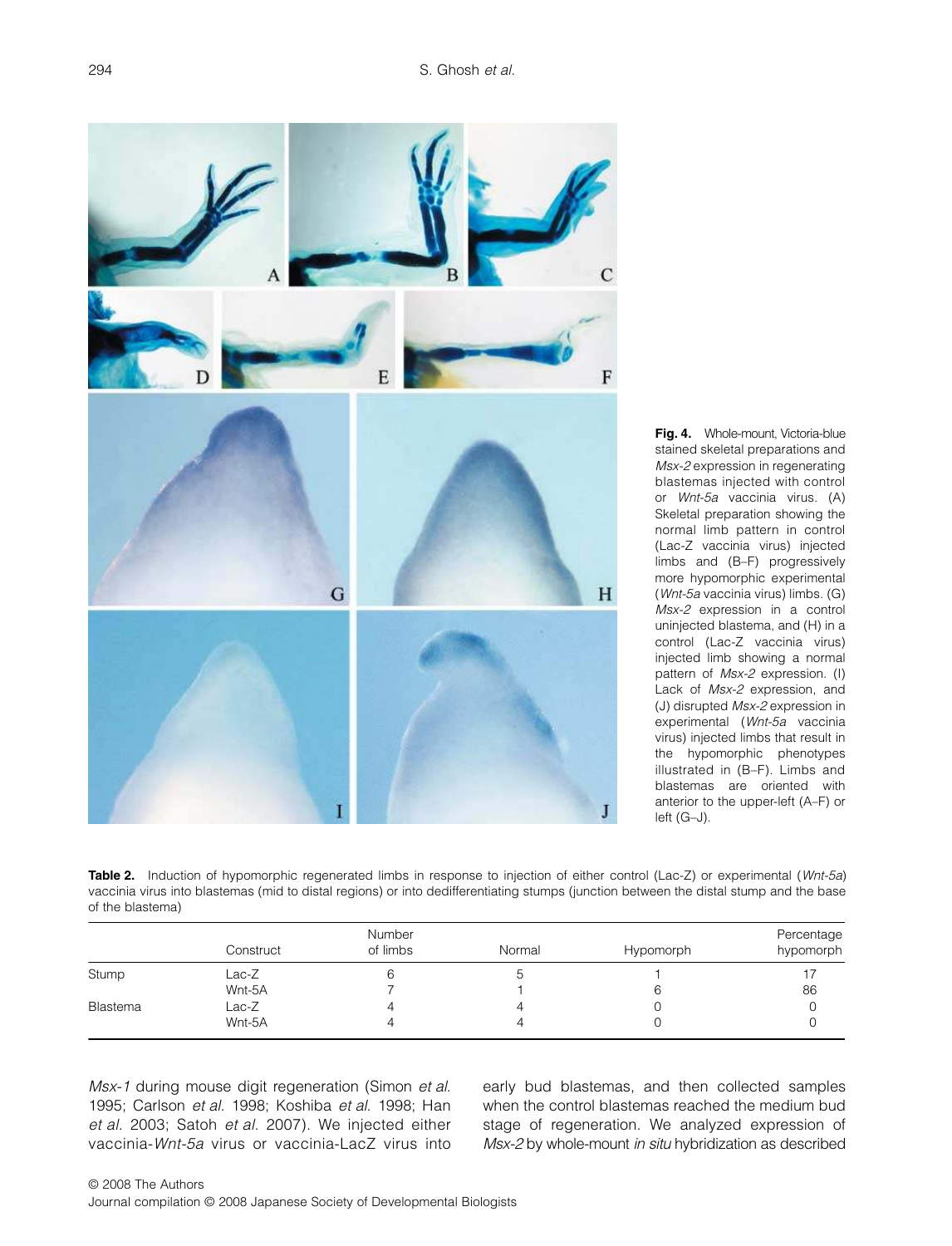**Fig. 4.** Whole-mount, Victoria-blue stained skeletal preparations and *Msx-2* expression in regenerating blastemas injected with control or *Wnt-5a* vaccinia virus. (A) Skeletal preparation showing the normal limb pattern in control (Lac-Z vaccinia virus) injected limbs and (B–F) progressively more hypomorphic experimental (*Wnt-5a* vaccinia virus) limbs. (G) *Msx-2* expression in a control uninjected blastema, and (H) in a control (Lac-Z vaccinia virus) injected limb showing a normal pattern of *Msx-2* expression. (I) Lack of *Msx-2* expression, and (J) disrupted *Msx-2* expression in experimental (*Wnt-5a* vaccinia virus) injected limbs that result in the hypomorphic phenotypes illustrated in (B–F). Limbs and blastemas are oriented with anterior to the upper-left (A–F) or left (G–J).

**Table 2.** Induction of hypomorphic regenerated limbs in response to injection of either control (Lac-Z) or experimental (*Wnt-5a*) vaccinia virus into blastemas (mid to distal regions) or into dedifferentiating stumps (junction between the distal stump and the base of the blastema)

| | Construct | Number of limbs | Normal | Hypomorph | Percentage hypomorph |
|---|---|---|---|---|---|
| Stump | Lac-Z | 6 | 5 | 1 | 17 |
| | Wnt-5A | 7 | 1 | 6 | 86 |
| Blastema | Lac-Z | 4 | 4 | 0 | 0 |
| | Wnt-5A | 4 | 4 | 0 | 0 |

*Msx-1* during mouse digit regeneration (Simon *et al.* 1995; Carlson *et al.* 1998; Koshiba *et al.* 1998; Han *et al.* 2003; Satoh *et al.* 2007). We injected either vaccinia-*Wnt-5a* virus or vaccinia-LacZ virus into early bud blastemas, and then collected samples when the control blastemas reached the medium bud stage of regeneration. We analyzed expression of *Msx-2* by whole-mount *in situ* hybridization as described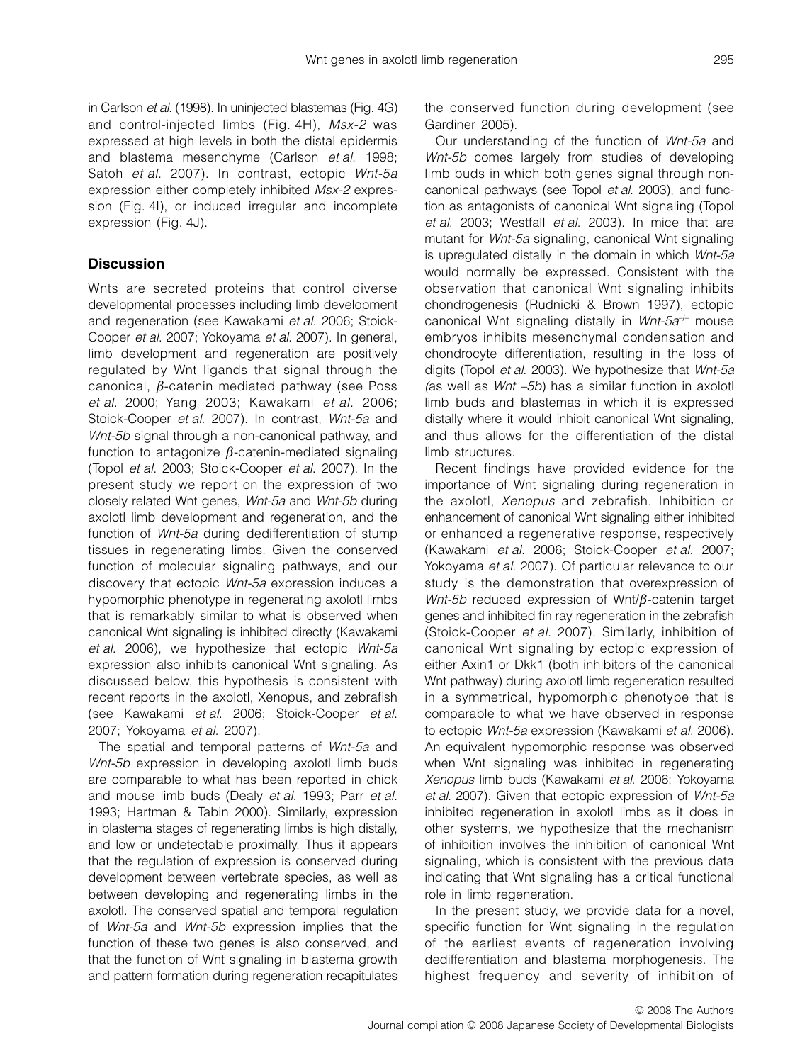in Carlson *et al.* (1998). In uninjected blastemas (Fig. 4G) and control-injected limbs (Fig. 4H), *Msx-2* was expressed at high levels in both the distal epidermis and blastema mesenchyme (Carlson *et al.* 1998; Satoh *et al.* 2007). In contrast, ectopic *Wnt-5a* expression either completely inhibited *Msx-2* expression (Fig. 4I), or induced irregular and incomplete expression (Fig. 4J).

## Discussion

Wnts are secreted proteins that control diverse developmental processes including limb development and regeneration (see Kawakami *et al.* 2006; Stoick-Cooper *et al.* 2007; Yokoyama *et al.* 2007). In general, limb development and regeneration are positively regulated by Wnt ligands that signal through the canonical, $\beta$-catenin mediated pathway (see Poss *et al.* 2000; Yang 2003; Kawakami *et al.* 2006; Stoick-Cooper *et al.* 2007). In contrast, *Wnt-5a* and *Wnt-5b* signal through a non-canonical pathway, and function to antagonize $\beta$-catenin-mediated signaling (Topol *et al.* 2003; Stoick-Cooper *et al.* 2007). In the present study we report on the expression of two closely related Wnt genes, *Wnt-5a* and *Wnt-5b* during axolotl limb development and regeneration, and the function of *Wnt-5a* during dedifferentiation of stump tissues in regenerating limbs. Given the conserved function of molecular signaling pathways, and our discovery that ectopic *Wnt-5a* expression induces a hypomorphic phenotype in regenerating axolotl limbs that is remarkably similar to what is observed when canonical Wnt signaling is inhibited directly (Kawakami *et al.* 2006), we hypothesize that ectopic *Wnt-5a* expression also inhibits canonical Wnt signaling. As discussed below, this hypothesis is consistent with recent reports in the axolotl, Xenopus, and zebrafish (see Kawakami *et al.* 2006; Stoick-Cooper *et al.* 2007; Yokoyama *et al.* 2007).

The spatial and temporal patterns of *Wnt-5a* and *Wnt-5b* expression in developing axolotl limb buds are comparable to what has been reported in chick and mouse limb buds (Dealy *et al.* 1993; Parr *et al.* 1993; Hartman & Tabin 2000). Similarly, expression in blastema stages of regenerating limbs is high distally, and low or undetectable proximally. Thus it appears that the regulation of expression is conserved during development between vertebrate species, as well as between developing and regenerating limbs in the axolotl. The conserved spatial and temporal regulation of *Wnt-5a* and *Wnt-5b* expression implies that the function of these two genes is also conserved, and that the function of Wnt signaling in blastema growth and pattern formation during regeneration recapitulates the conserved function during development (see Gardiner 2005).

Our understanding of the function of *Wnt-5a* and *Wnt-5b* comes largely from studies of developing limb buds in which both genes signal through non-canonical pathways (see Topol *et al.* 2003), and function as antagonists of canonical Wnt signaling (Topol *et al.* 2003; Westfall *et al.* 2003). In mice that are mutant for *Wnt-5a* signaling, canonical Wnt signaling is upregulated distally in the domain in which *Wnt-5a* would normally be expressed. Consistent with the observation that canonical Wnt signaling inhibits chondrogenesis (Rudnicki & Brown 1997), ectopic canonical Wnt signaling distally in *Wnt-5a*$^{-/-}$ mouse embryos inhibits mesenchymal condensation and chondrocyte differentiation, resulting in the loss of digits (Topol *et al.* 2003). We hypothesize that *Wnt-5a* (as well as *Wnt –5b*) has a similar function in axolotl limb buds and blastemas in which it is expressed distally where it would inhibit canonical Wnt signaling, and thus allows for the differentiation of the distal limb structures.

Recent findings have provided evidence for the importance of Wnt signaling during regeneration in the axolotl, *Xenopus* and zebrafish. Inhibition or enhancement of canonical Wnt signaling either inhibited or enhanced a regenerative response, respectively (Kawakami *et al.* 2006; Stoick-Cooper *et al.* 2007; Yokoyama *et al.* 2007). Of particular relevance to our study is the demonstration that overexpression of *Wnt-5b* reduced expression of Wnt/$\beta$-catenin target genes and inhibited fin ray regeneration in the zebrafish (Stoick-Cooper *et al.* 2007). Similarly, inhibition of canonical Wnt signaling by ectopic expression of either Axin1 or Dkk1 (both inhibitors of the canonical Wnt pathway) during axolotl limb regeneration resulted in a symmetrical, hypomorphic phenotype that is comparable to what we have observed in response to ectopic *Wnt-5a* expression (Kawakami *et al.* 2006). An equivalent hypomorphic response was observed when Wnt signaling was inhibited in regenerating *Xenopus* limb buds (Kawakami *et al.* 2006; Yokoyama *et al.* 2007). Given that ectopic expression of *Wnt-5a* inhibited regeneration in axolotl limbs as it does in other systems, we hypothesize that the mechanism of inhibition involves the inhibition of canonical Wnt signaling, which is consistent with the previous data indicating that Wnt signaling has a critical functional role in limb regeneration.

In the present study, we provide data for a novel, specific function for Wnt signaling in the regulation of the earliest events of regeneration involving dedifferentiation and blastema morphogenesis. The highest frequency and severity of inhibition of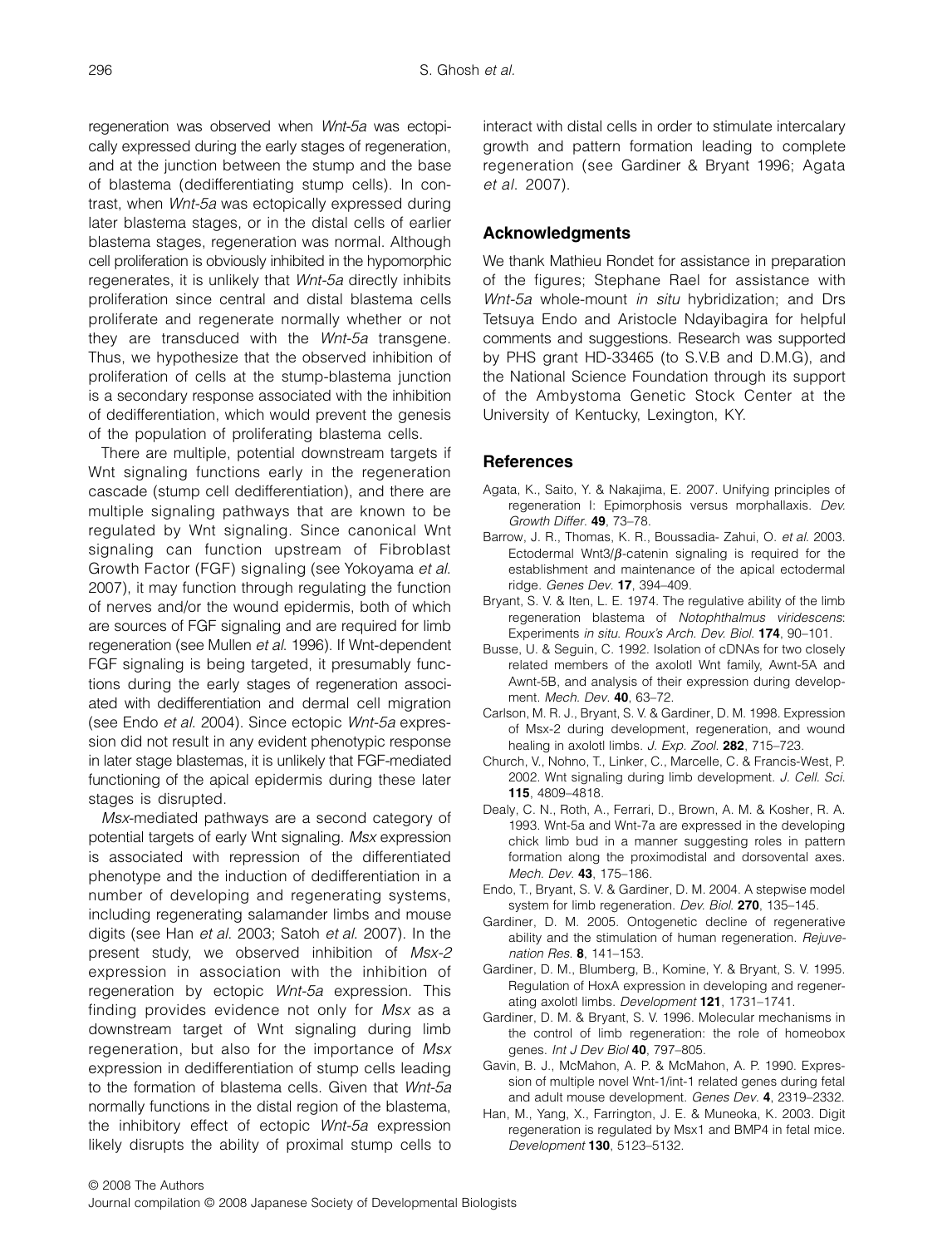regeneration was observed when *Wnt-5a* was ectopically expressed during the early stages of regeneration, and at the junction between the stump and the base of blastema (dedifferentiating stump cells). In contrast, when *Wnt-5a* was ectopically expressed during later blastema stages, or in the distal cells of earlier blastema stages, regeneration was normal. Although cell proliferation is obviously inhibited in the hypomorphic regenerates, it is unlikely that *Wnt-5a* directly inhibits proliferation since central and distal blastema cells proliferate and regenerate normally whether or not they are transduced with the *Wnt-5a* transgene. Thus, we hypothesize that the observed inhibition of proliferation of cells at the stump-blastema junction is a secondary response associated with the inhibition of dedifferentiation, which would prevent the genesis of the population of proliferating blastema cells.

There are multiple, potential downstream targets if Wnt signaling functions early in the regeneration cascade (stump cell dedifferentiation), and there are multiple signaling pathways that are known to be regulated by Wnt signaling. Since canonical Wnt signaling can function upstream of Fibroblast Growth Factor (FGF) signaling (see Yokoyama *et al.* 2007), it may function through regulating the function of nerves and/or the wound epidermis, both of which are sources of FGF signaling and are required for limb regeneration (see Mullen *et al.* 1996). If Wnt-dependent FGF signaling is being targeted, it presumably functions during the early stages of regeneration associated with dedifferentiation and dermal cell migration (see Endo *et al.* 2004). Since ectopic *Wnt-5a* expression did not result in any evident phenotypic response in later stage blastemas, it is unlikely that FGF-mediated functioning of the apical epidermis during these later stages is disrupted.

*Msx*-mediated pathways are a second category of potential targets of early Wnt signaling. *Msx* expression is associated with repression of the differentiated phenotype and the induction of dedifferentiation in a number of developing and regenerating systems, including regenerating salamander limbs and mouse digits (see Han *et al.* 2003; Satoh *et al.* 2007). In the present study, we observed inhibition of *Msx-2* expression in association with the inhibition of regeneration by ectopic *Wnt-5a* expression. This finding provides evidence not only for *Msx* as a downstream target of Wnt signaling during limb regeneration, but also for the importance of *Msx* expression in dedifferentiation of stump cells leading to the formation of blastema cells. Given that *Wnt-5a* normally functions in the distal region of the blastema, the inhibitory effect of ectopic *Wnt-5a* expression likely disrupts the ability of proximal stump cells to interact with distal cells in order to stimulate intercalary growth and pattern formation leading to complete regeneration (see Gardiner & Bryant 1996; Agata *et al.* 2007).

## Acknowledgments

We thank Mathieu Rondet for assistance in preparation of the figures; Stephane Rael for assistance with *Wnt-5a* whole-mount *in situ* hybridization; and Drs Tetsuya Endo and Aristocle Ndayibagira for helpful comments and suggestions. Research was supported by PHS grant HD-33465 (to S.V.B and D.M.G), and the National Science Foundation through its support of the Ambystoma Genetic Stock Center at the University of Kentucky, Lexington, KY.

## References

Agata, K., Saito, Y. & Nakajima, E. 2007. Unifying principles of regeneration I: Epimorphosis versus morphallaxis. *Dev. Growth Differ.* **49**, 73–78.

Barrow, J. R., Thomas, K. R., Boussadia- Zahui, O. *et al.* 2003. Ectodermal Wnt3/$\beta$-catenin signaling is required for the establishment and maintenance of the apical ectodermal ridge. *Genes Dev.* **17**, 394–409.

Bryant, S. V. & Iten, L. E. 1974. The regulative ability of the limb regeneration blastema of *Notophthalmus viridescens*: Experiments *in situ*. *Roux's Arch. Dev. Biol.* **174**, 90–101.

Busse, U. & Seguin, C. 1992. Isolation of cDNAs for two closely related members of the axolotl Wnt family, Awnt-5A and Awnt-5B, and analysis of their expression during development. *Mech. Dev.* **40**, 63–72.

Carlson, M. R. J., Bryant, S. V. & Gardiner, D. M. 1998. Expression of Msx-2 during development, regeneration, and wound healing in axolotl limbs. *J. Exp. Zool.* **282**, 715–723.

Church, V., Nohno, T., Linker, C., Marcelle, C. & Francis-West, P. 2002. Wnt signaling during limb development. *J. Cell. Sci.* **115**, 4809–4818.

Dealy, C. N., Roth, A., Ferrari, D., Brown, A. M. & Kosher, R. A. 1993. Wnt-5a and Wnt-7a are expressed in the developing chick limb bud in a manner suggesting roles in pattern formation along the proximodistal and dorsoventral axes. *Mech. Dev.* **43**, 175–186.

Endo, T., Bryant, S. V. & Gardiner, D. M. 2004. A stepwise model system for limb regeneration. *Dev. Biol.* **270**, 135–145.

Gardiner, D. M. 2005. Ontogenetic decline of regenerative ability and the stimulation of human regeneration. *Rejuvenation Res.* **8**, 141–153.

Gardiner, D. M., Blumberg, B., Komine, Y. & Bryant, S. V. 1995. Regulation of HoxA expression in developing and regenerating axolotl limbs. *Development* **121**, 1731–1741.

Gardiner, D. M. & Bryant, S. V. 1996. Molecular mechanisms in the control of limb regeneration: the role of homeobox genes. *Int J Dev Biol* **40**, 797–805.

Gavin, B. J., McMahon, A. P. & McMahon, A. P. 1990. Expression of multiple novel Wnt-1/int-1 related genes during fetal and adult mouse development. *Genes Dev.* **4**, 2319–2332.

Han, M., Yang, X., Farrington, J. E. & Muneoka, K. 2003. Digit regeneration is regulated by Msx1 and BMP4 in fetal mice. *Development* **130**, 5123–5132.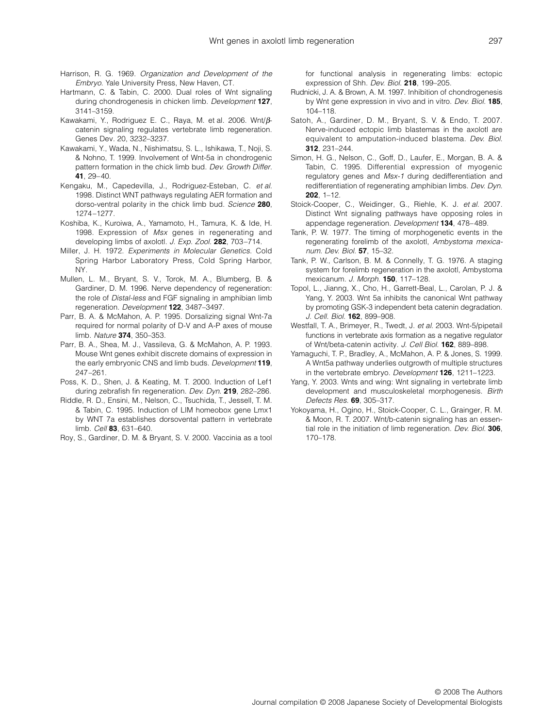Harrison, R. G. 1969. *Organization and Development of the Embryo*. Yale University Press, New Haven, CT.

Hartmann, C. & Tabin, C. 2000. Dual roles of Wnt signaling during chondrogenesis in chicken limb. *Development* **127**, 3141–3159.

Kawakami, Y., Rodriguez E. C., Raya, M. et al. 2006. Wnt/β-catenin signaling regulates vertebrate limb regeneration. Genes Dev. 20, 3232–3237.

Kawakami, Y., Wada, N., Nishimatsu, S. L., Ishikawa, T., Noji, S. & Nohno, T. 1999. Involvement of Wnt-5a in chondrogenic pattern formation in the chick limb bud. *Dev. Growth Differ.* **41**, 29–40.

Kengaku, M., Capedevilla, J., Rodriguez-Esteban, C. *et al.* 1998. Distinct WNT pathways regulating AER formation and dorso-ventral polarity in the chick limb bud. *Science* **280**, 1274–1277.

Koshiba, K., Kuroiwa, A., Yamamoto, H., Tamura, K. & Ide, H. 1998. Expression of *Msx* genes in regenerating and developing limbs of axolotl. *J. Exp. Zool.* **282**, 703–714.

Miller, J. H. 1972. *Experiments in Molecular Genetics.* Cold Spring Harbor Laboratory Press, Cold Spring Harbor, NY.

Mullen, L. M., Bryant, S. V., Torok, M. A., Blumberg, B. & Gardiner, D. M. 1996. Nerve dependency of regeneration: the role of *Distal-less* and FGF signaling in amphibian limb regeneration. *Development* **122**, 3487–3497.

Parr, B. A. & McMahon, A. P. 1995. Dorsalizing signal Wnt-7a required for normal polarity of D-V and A-P axes of mouse limb. *Nature* **374**, 350–353.

Parr, B. A., Shea, M. J., Vassileva, G. & McMahon, A. P. 1993. Mouse Wnt genes exhibit discrete domains of expression in the early embryonic CNS and limb buds. *Development* **119**, 247–261.

Poss, K. D., Shen, J. & Keating, M. T. 2000. Induction of Lef1 during zebrafish fin regeneration. *Dev. Dyn.* **219**, 282–286.

Riddle, R. D., Ensini, M., Nelson, C., Tsuchida, T., Jessell, T. M. & Tabin, C. 1995. Induction of LIM homeobox gene Lmx1 by WNT 7a establishes dorsoventral pattern in vertebrate limb. *Cell* **83**, 631–640.

Roy, S., Gardiner, D. M. & Bryant, S. V. 2000. Vaccinia as a tool for functional analysis in regenerating limbs: ectopic expression of Shh. *Dev. Biol.* **218**, 199–205.

Rudnicki, J. A. & Brown, A. M. 1997. Inhibition of chondrogenesis by Wnt gene expression in vivo and in vitro. *Dev. Biol.* **185**, 104–118.

Satoh, A., Gardiner, D. M., Bryant, S. V. & Endo, T. 2007. Nerve-induced ectopic limb blastemas in the axolotl are equivalent to amputation-induced blastema. *Dev. Biol.* **312**, 231–244.

Simon, H. G., Nelson, C., Goff, D., Laufer, E., Morgan, B. A. & Tabin, C. 1995. Differential expression of myogenic regulatory genes and *Msx-1* during dedifferentiation and redifferentiation of regenerating amphibian limbs. *Dev. Dyn.* **202**, 1–12.

Stoick-Cooper, C., Weidinger, G., Riehle, K. J. *et al.* 2007. Distinct Wnt signaling pathways have opposing roles in appendage regeneration. *Development* **134**, 478–489.

Tank, P. W. 1977. The timing of morphogenetic events in the regenerating forelimb of the axolotl, *Ambystoma mexicanum. Dev. Biol.* **57**, 15–32.

Tank, P. W., Carlson, B. M. & Connelly, T. G. 1976. A staging system for forelimb regeneration in the axolotl, Ambystoma mexicanum. *J. Morph.* **150**, 117–128.

Topol, L., Jianng, X., Cho, H., Garrett-Beal, L., Carolan, P. J. & Yang, Y. 2003. Wnt 5a inhibits the canonical Wnt pathway by promoting GSK-3 independent beta catenin degradation. *J. Cell. Biol.* **162**, 899–908.

Westfall, T. A., Brimeyer, R., Twedt, J. *et al.* 2003. Wnt-5/pipetail functions in vertebrate axis formation as a negative regulator of Wnt/beta-catenin activity. *J. Cell Biol.* **162**, 889–898.

Yamaguchi, T. P., Bradley, A., McMahon, A. P. & Jones, S. 1999. A Wnt5a pathway underlies outgrowth of multiple structures in the vertebrate embryo. *Development* **126**, 1211–1223.

Yang, Y. 2003. Wnts and wing: Wnt signaling in vertebrate limb development and musculoskeletal morphogenesis. *Birth Defects Res.* **69**, 305–317.

Yokoyama, H., Ogino, H., Stoick-Cooper, C. L., Grainger, R. M. & Moon, R. T. 2007. Wnt/b-catenin signaling has an essential role in the initiation of limb regeneration. *Dev. Biol.* **306**, 170–178.